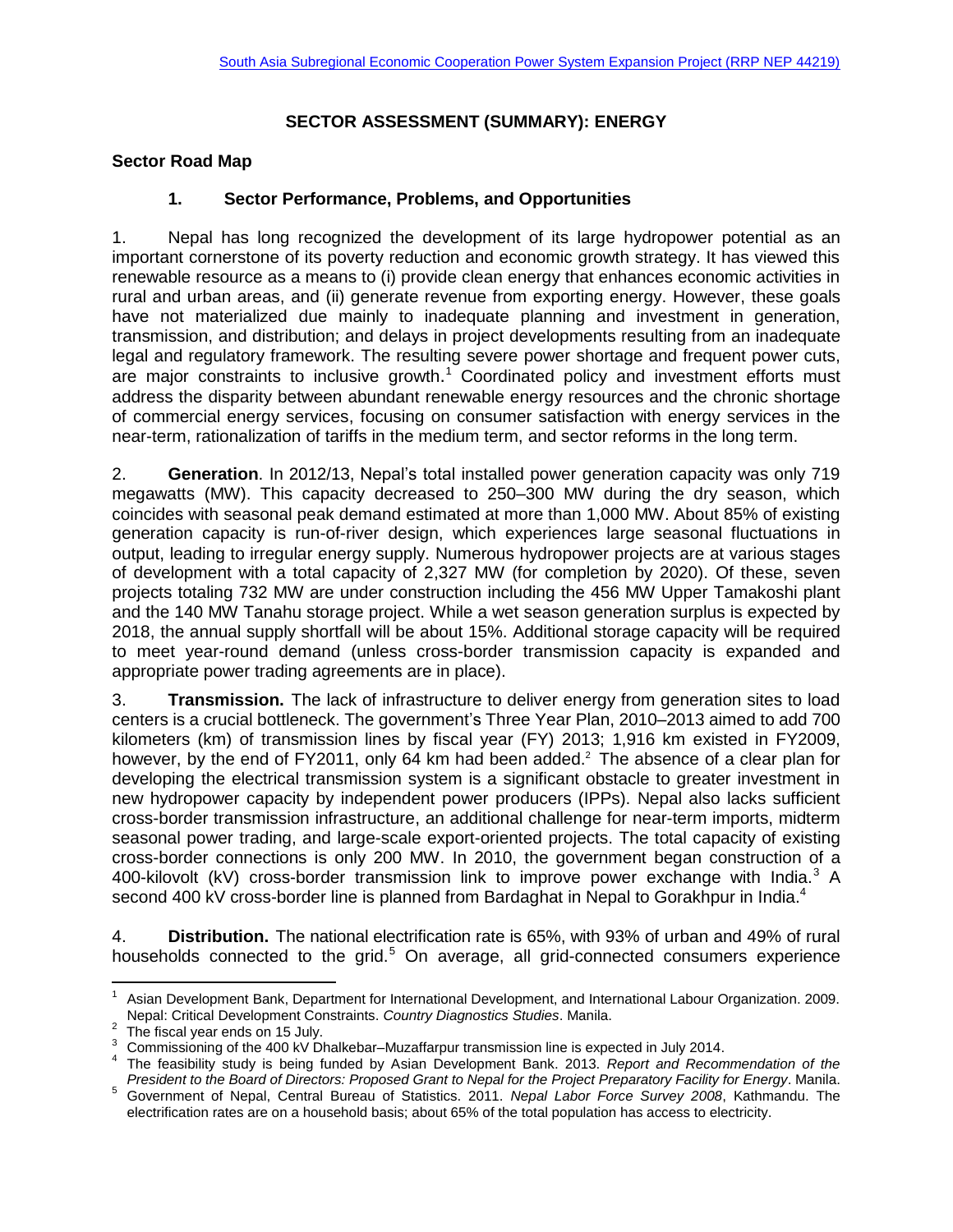South Asia Subregional Economic Cooperation Power System Expansion Project (RRP NEP 44219)

# SECTOR ASSESSMENT (SUMMARY): ENERGY

## Sector Road Map

### 1. Sector Performance, Problems, and Opportunities

1. Nepal has long recognized the development of its large hydropower potential as an important cornerstone of its poverty reduction and economic growth strategy. It has viewed this renewable resource as a means to (i) provide clean energy that enhances economic activities in rural and urban areas, and (ii) generate revenue from exporting energy. However, these goals have not materialized due mainly to inadequate planning and investment in generation, transmission, and distribution; and delays in project developments resulting from an inadequate legal and regulatory framework. The resulting severe power shortage and frequent power cuts, are major constraints to inclusive growth.[1] Coordinated policy and investment efforts must address the disparity between abundant renewable energy resources and the chronic shortage of commercial energy services, focusing on consumer satisfaction with energy services in the near-term, rationalization of tariffs in the medium term, and sector reforms in the long term.

2. **Generation**. In 2012/13, Nepal's total installed power generation capacity was only 719 megawatts (MW). This capacity decreased to 250–300 MW during the dry season, which coincides with seasonal peak demand estimated at more than 1,000 MW. About 85% of existing generation capacity is run-of-river design, which experiences large seasonal fluctuations in output, leading to irregular energy supply. Numerous hydropower projects are at various stages of development with a total capacity of 2,327 MW (for completion by 2020). Of these, seven projects totaling 732 MW are under construction including the 456 MW Upper Tamakoshi plant and the 140 MW Tanahu storage project. While a wet season generation surplus is expected by 2018, the annual supply shortfall will be about 15%. Additional storage capacity will be required to meet year-round demand (unless cross-border transmission capacity is expanded and appropriate power trading agreements are in place).

3. **Transmission.** The lack of infrastructure to deliver energy from generation sites to load centers is a crucial bottleneck. The government's Three Year Plan, 2010–2013 aimed to add 700 kilometers (km) of transmission lines by fiscal year (FY) 2013; 1,916 km existed in FY2009, however, by the end of FY2011, only 64 km had been added.[2] The absence of a clear plan for developing the electrical transmission system is a significant obstacle to greater investment in new hydropower capacity by independent power producers (IPPs). Nepal also lacks sufficient cross-border transmission infrastructure, an additional challenge for near-term imports, midterm seasonal power trading, and large-scale export-oriented projects. The total capacity of existing cross-border connections is only 200 MW. In 2010, the government began construction of a 400-kilovolt (kV) cross-border transmission link to improve power exchange with India.[3] A second 400 kV cross-border line is planned from Bardaghat in Nepal to Gorakhpur in India.[4]

4. **Distribution.** The national electrification rate is 65%, with 93% of urban and 49% of rural households connected to the grid.[5] On average, all grid-connected consumers experience

---

[1] Asian Development Bank, Department for International Development, and International Labour Organization. 2009. Nepal: Critical Development Constraints. *Country Diagnostics Studies*. Manila.

[2] The fiscal year ends on 15 July.

[3] Commissioning of the 400 kV Dhalkebar–Muzaffarpur transmission line is expected in July 2014.

[4] The feasibility study is being funded by Asian Development Bank. 2013. *Report and Recommendation of the President to the Board of Directors: Proposed Grant to Nepal for the Project Preparatory Facility for Energy*. Manila.

[5] Government of Nepal, Central Bureau of Statistics. 2011. *Nepal Labor Force Survey 2008*, Kathmandu. The electrification rates are on a household basis; about 65% of the total population has access to electricity.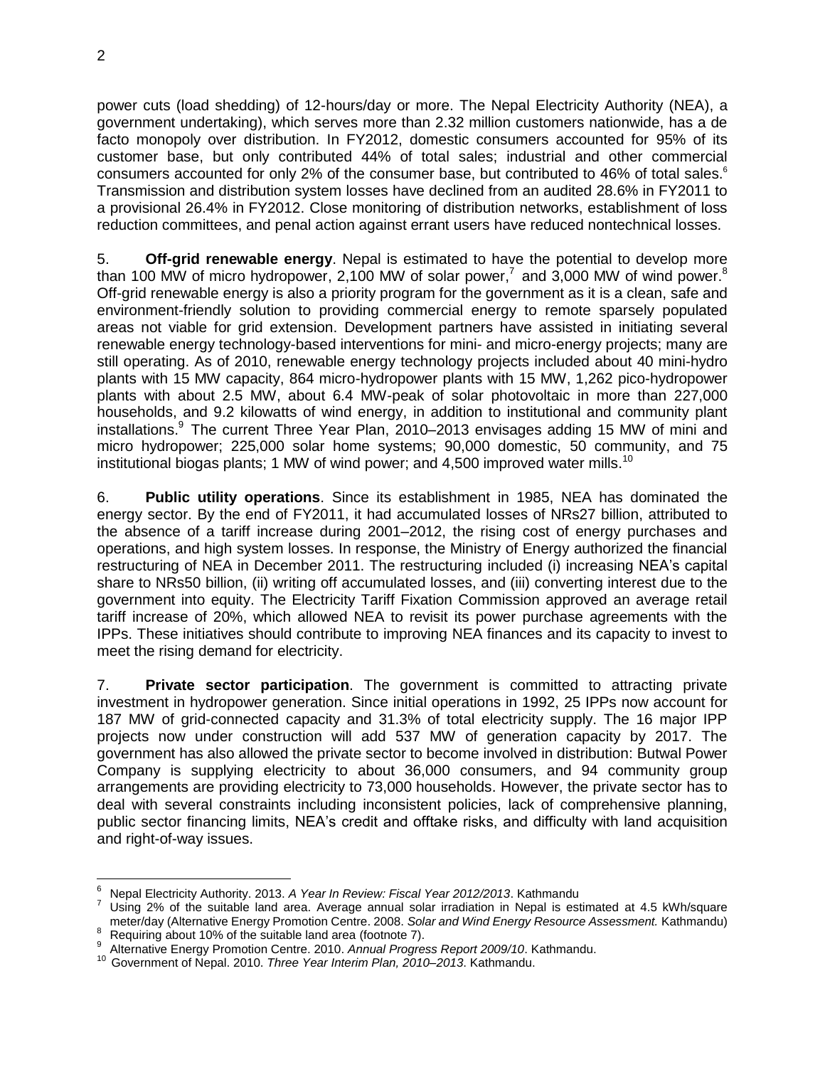power cuts (load shedding) of 12-hours/day or more. The Nepal Electricity Authority (NEA), a government undertaking), which serves more than 2.32 million customers nationwide, has a de facto monopoly over distribution. In FY2012, domestic consumers accounted for 95% of its customer base, but only contributed 44% of total sales; industrial and other commercial consumers accounted for only 2% of the consumer base, but contributed to 46% of total sales.[6] Transmission and distribution system losses have declined from an audited 28.6% in FY2011 to a provisional 26.4% in FY2012. Close monitoring of distribution networks, establishment of loss reduction committees, and penal action against errant users have reduced nontechnical losses.

5. **Off-grid renewable energy**. Nepal is estimated to have the potential to develop more than 100 MW of micro hydropower, 2,100 MW of solar power,[7] and 3,000 MW of wind power.[8] Off-grid renewable energy is also a priority program for the government as it is a clean, safe and environment-friendly solution to providing commercial energy to remote sparsely populated areas not viable for grid extension. Development partners have assisted in initiating several renewable energy technology-based interventions for mini- and micro-energy projects; many are still operating. As of 2010, renewable energy technology projects included about 40 mini-hydro plants with 15 MW capacity, 864 micro-hydropower plants with 15 MW, 1,262 pico-hydropower plants with about 2.5 MW, about 6.4 MW-peak of solar photovoltaic in more than 227,000 households, and 9.2 kilowatts of wind energy, in addition to institutional and community plant installations.[9] The current Three Year Plan, 2010–2013 envisages adding 15 MW of mini and micro hydropower; 225,000 solar home systems; 90,000 domestic, 50 community, and 75 institutional biogas plants; 1 MW of wind power; and 4,500 improved water mills.[10]

6. **Public utility operations**. Since its establishment in 1985, NEA has dominated the energy sector. By the end of FY2011, it had accumulated losses of NRs27 billion, attributed to the absence of a tariff increase during 2001–2012, the rising cost of energy purchases and operations, and high system losses. In response, the Ministry of Energy authorized the financial restructuring of NEA in December 2011. The restructuring included (i) increasing NEA's capital share to NRs50 billion, (ii) writing off accumulated losses, and (iii) converting interest due to the government into equity. The Electricity Tariff Fixation Commission approved an average retail tariff increase of 20%, which allowed NEA to revisit its power purchase agreements with the IPPs. These initiatives should contribute to improving NEA finances and its capacity to invest to meet the rising demand for electricity.

7. **Private sector participation**. The government is committed to attracting private investment in hydropower generation. Since initial operations in 1992, 25 IPPs now account for 187 MW of grid-connected capacity and 31.3% of total electricity supply. The 16 major IPP projects now under construction will add 537 MW of generation capacity by 2017. The government has also allowed the private sector to become involved in distribution: Butwal Power Company is supplying electricity to about 36,000 consumers, and 94 community group arrangements are providing electricity to 73,000 households. However, the private sector has to deal with several constraints including inconsistent policies, lack of comprehensive planning, public sector financing limits, NEA's credit and offtake risks, and difficulty with land acquisition and right-of-way issues.

---

[6] Nepal Electricity Authority. 2013. *A Year In Review: Fiscal Year 2012/2013*. Kathmandu

[7] Using 2% of the suitable land area. Average annual solar irradiation in Nepal is estimated at 4.5 kWh/square meter/day (Alternative Energy Promotion Centre. 2008. *Solar and Wind Energy Resource Assessment.* Kathmandu)

[8] Requiring about 10% of the suitable land area (footnote 7).

[9] Alternative Energy Promotion Centre. 2010. *Annual Progress Report 2009/10*. Kathmandu.

[10] Government of Nepal. 2010. *Three Year Interim Plan, 2010–2013*. Kathmandu.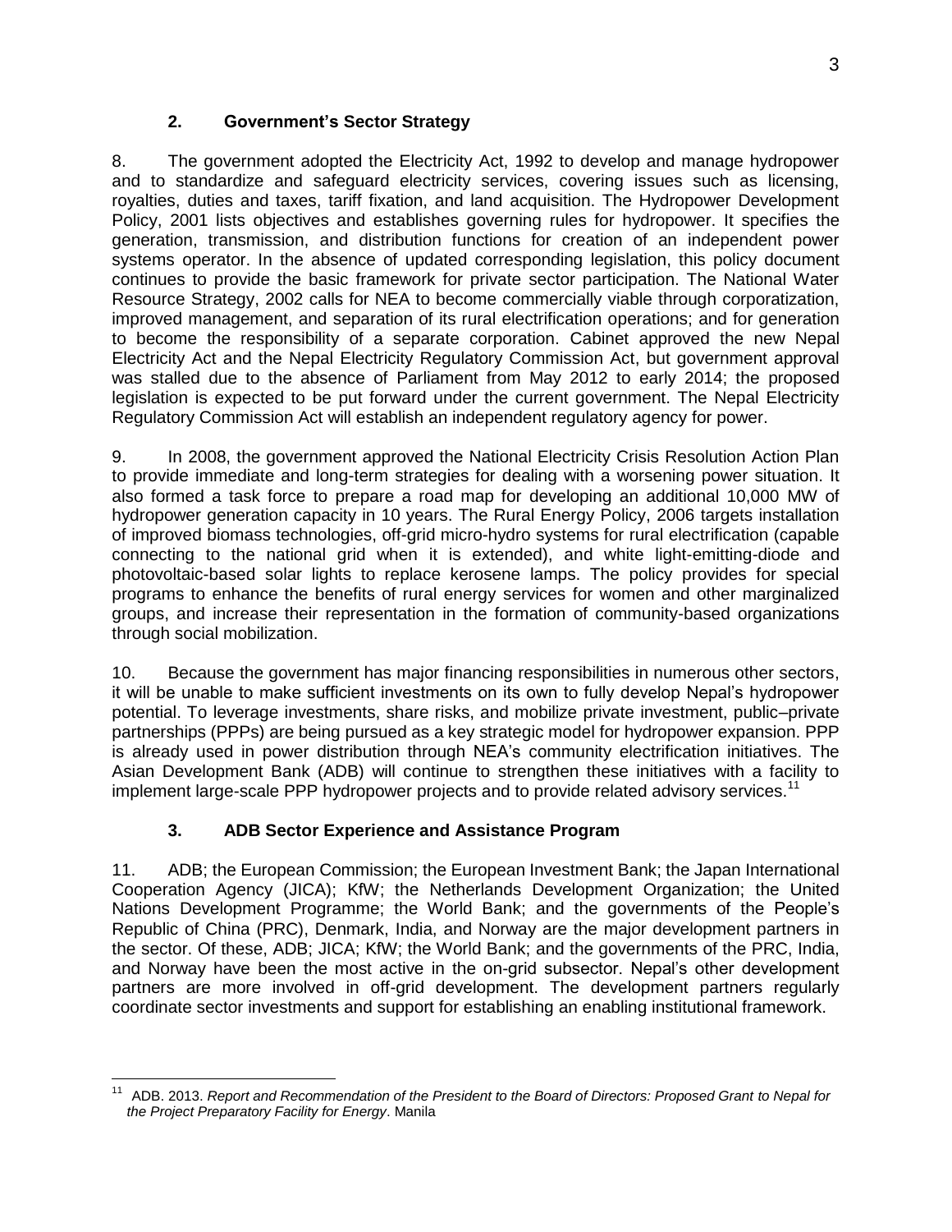### 2. Government's Sector Strategy

8. The government adopted the Electricity Act, 1992 to develop and manage hydropower and to standardize and safeguard electricity services, covering issues such as licensing, royalties, duties and taxes, tariff fixation, and land acquisition. The Hydropower Development Policy, 2001 lists objectives and establishes governing rules for hydropower. It specifies the generation, transmission, and distribution functions for creation of an independent power systems operator. In the absence of updated corresponding legislation, this policy document continues to provide the basic framework for private sector participation. The National Water Resource Strategy, 2002 calls for NEA to become commercially viable through corporatization, improved management, and separation of its rural electrification operations; and for generation to become the responsibility of a separate corporation. Cabinet approved the new Nepal Electricity Act and the Nepal Electricity Regulatory Commission Act, but government approval was stalled due to the absence of Parliament from May 2012 to early 2014; the proposed legislation is expected to be put forward under the current government. The Nepal Electricity Regulatory Commission Act will establish an independent regulatory agency for power.

9. In 2008, the government approved the National Electricity Crisis Resolution Action Plan to provide immediate and long-term strategies for dealing with a worsening power situation. It also formed a task force to prepare a road map for developing an additional 10,000 MW of hydropower generation capacity in 10 years. The Rural Energy Policy, 2006 targets installation of improved biomass technologies, off-grid micro-hydro systems for rural electrification (capable connecting to the national grid when it is extended), and white light-emitting-diode and photovoltaic-based solar lights to replace kerosene lamps. The policy provides for special programs to enhance the benefits of rural energy services for women and other marginalized groups, and increase their representation in the formation of community-based organizations through social mobilization.

10. Because the government has major financing responsibilities in numerous other sectors, it will be unable to make sufficient investments on its own to fully develop Nepal's hydropower potential. To leverage investments, share risks, and mobilize private investment, public–private partnerships (PPPs) are being pursued as a key strategic model for hydropower expansion. PPP is already used in power distribution through NEA's community electrification initiatives. The Asian Development Bank (ADB) will continue to strengthen these initiatives with a facility to implement large-scale PPP hydropower projects and to provide related advisory services.[11]

### 3. ADB Sector Experience and Assistance Program

11. ADB; the European Commission; the European Investment Bank; the Japan International Cooperation Agency (JICA); KfW; the Netherlands Development Organization; the United Nations Development Programme; the World Bank; and the governments of the People's Republic of China (PRC), Denmark, India, and Norway are the major development partners in the sector. Of these, ADB; JICA; KfW; the World Bank; and the governments of the PRC, India, and Norway have been the most active in the on-grid subsector. Nepal's other development partners are more involved in off-grid development. The development partners regularly coordinate sector investments and support for establishing an enabling institutional framework.

---

[11] ADB. 2013. *Report and Recommendation of the President to the Board of Directors: Proposed Grant to Nepal for the Project Preparatory Facility for Energy*. Manila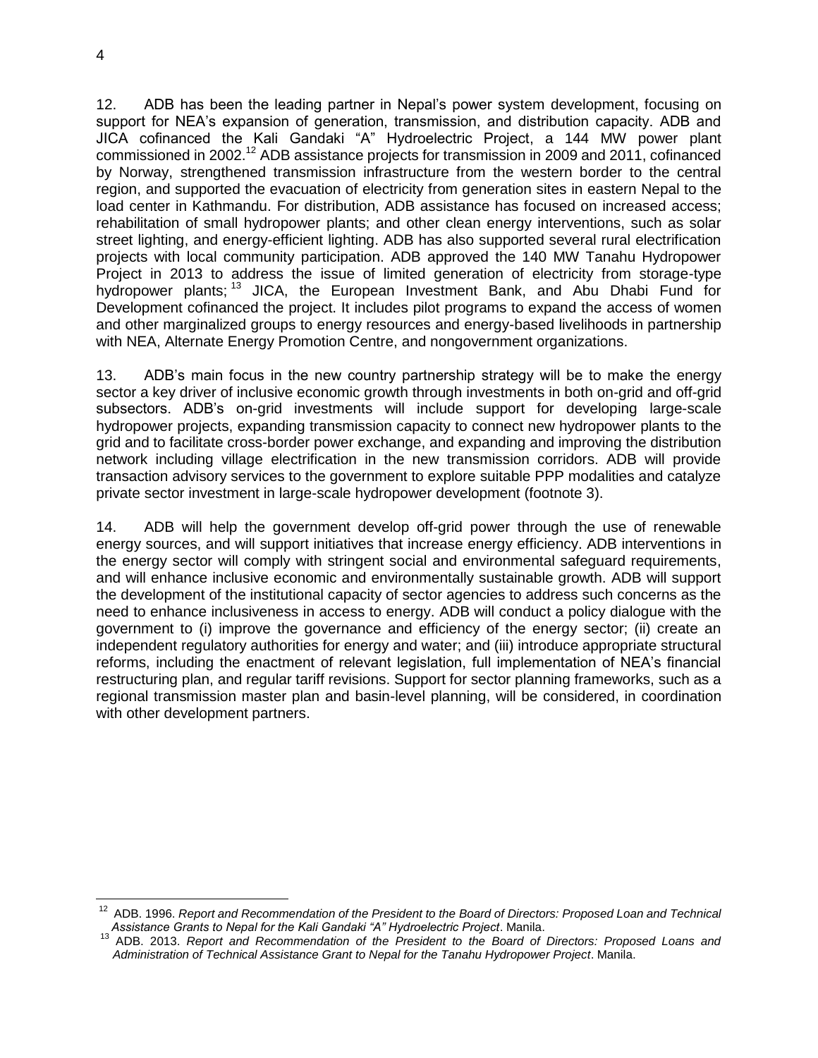12. ADB has been the leading partner in Nepal's power system development, focusing on support for NEA's expansion of generation, transmission, and distribution capacity. ADB and JICA cofinanced the Kali Gandaki "A" Hydroelectric Project, a 144 MW power plant commissioned in 2002.[12] ADB assistance projects for transmission in 2009 and 2011, cofinanced by Norway, strengthened transmission infrastructure from the western border to the central region, and supported the evacuation of electricity from generation sites in eastern Nepal to the load center in Kathmandu. For distribution, ADB assistance has focused on increased access; rehabilitation of small hydropower plants; and other clean energy interventions, such as solar street lighting, and energy-efficient lighting. ADB has also supported several rural electrification projects with local community participation. ADB approved the 140 MW Tanahu Hydropower Project in 2013 to address the issue of limited generation of electricity from storage-type hydropower plants;[13] JICA, the European Investment Bank, and Abu Dhabi Fund for Development cofinanced the project. It includes pilot programs to expand the access of women and other marginalized groups to energy resources and energy-based livelihoods in partnership with NEA, Alternate Energy Promotion Centre, and nongovernment organizations.

13. ADB's main focus in the new country partnership strategy will be to make the energy sector a key driver of inclusive economic growth through investments in both on-grid and off-grid subsectors. ADB's on-grid investments will include support for developing large-scale hydropower projects, expanding transmission capacity to connect new hydropower plants to the grid and to facilitate cross-border power exchange, and expanding and improving the distribution network including village electrification in the new transmission corridors. ADB will provide transaction advisory services to the government to explore suitable PPP modalities and catalyze private sector investment in large-scale hydropower development (footnote 3).

14. ADB will help the government develop off-grid power through the use of renewable energy sources, and will support initiatives that increase energy efficiency. ADB interventions in the energy sector will comply with stringent social and environmental safeguard requirements, and will enhance inclusive economic and environmentally sustainable growth. ADB will support the development of the institutional capacity of sector agencies to address such concerns as the need to enhance inclusiveness in access to energy. ADB will conduct a policy dialogue with the government to (i) improve the governance and efficiency of the energy sector; (ii) create an independent regulatory authorities for energy and water; and (iii) introduce appropriate structural reforms, including the enactment of relevant legislation, full implementation of NEA's financial restructuring plan, and regular tariff revisions. Support for sector planning frameworks, such as a regional transmission master plan and basin-level planning, will be considered, in coordination with other development partners.

---

[12] ADB. 1996. *Report and Recommendation of the President to the Board of Directors: Proposed Loan and Technical Assistance Grants to Nepal for the Kali Gandaki "A" Hydroelectric Project*. Manila.

[13] ADB. 2013. *Report and Recommendation of the President to the Board of Directors: Proposed Loans and Administration of Technical Assistance Grant to Nepal for the Tanahu Hydropower Project*. Manila.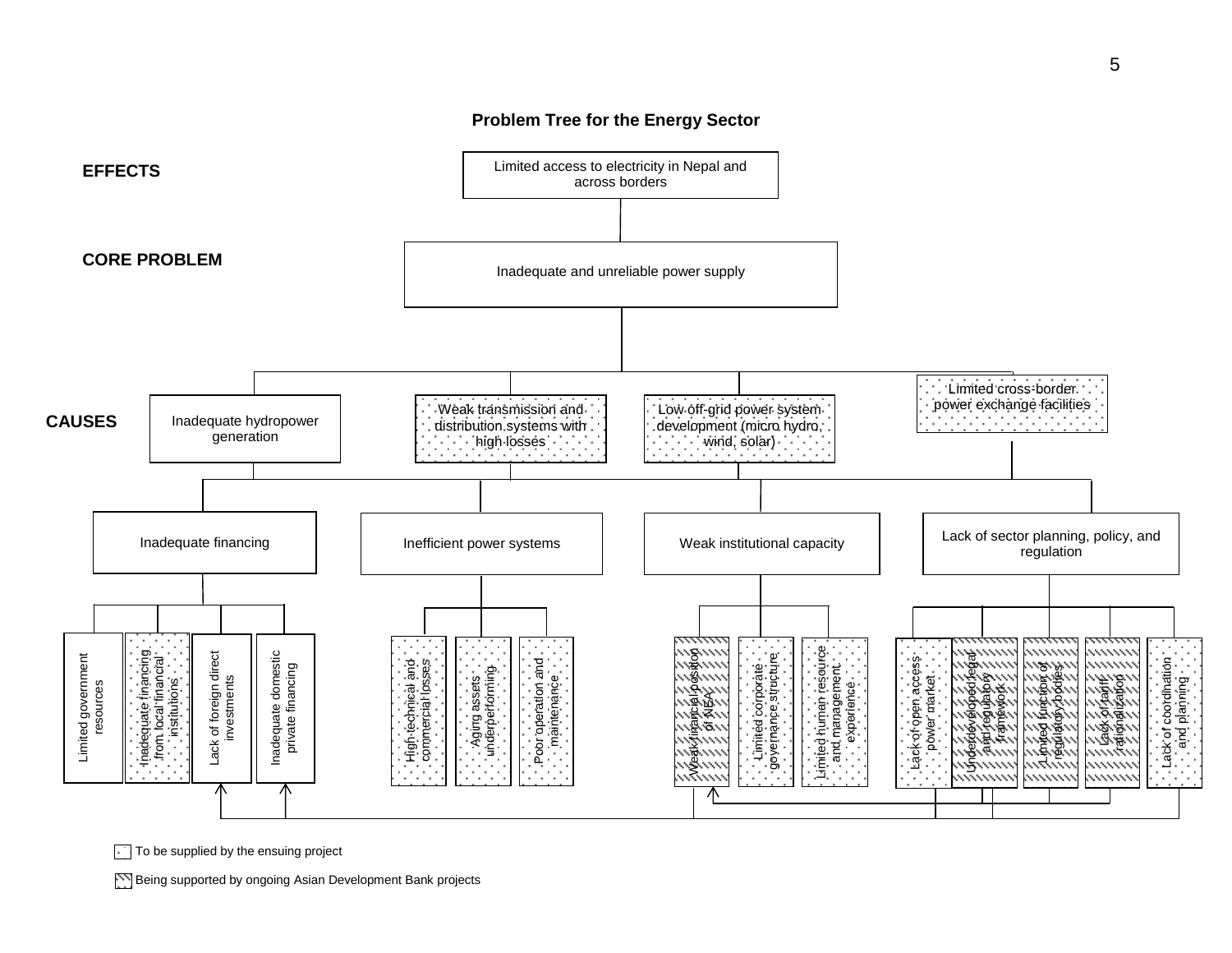## Problem Tree for the Energy Sector

**EFFECTS**

- Limited access to electricity in Nepal and across borders

**CORE PROBLEM**

- Inadequate and unreliable power supply

**CAUSES**

- Inadequate hydropower generation
- Weak transmission and distribution systems with high losses
- Low off-grid power system development (micro hydro, wind, solar)
- Limited cross-border power exchange facilities

Underlying causes:

- **Inadequate financing**
  - Limited government resources
  - Inadequate financing from local financial institutions
  - Lack of foreign direct investments
  - Inadequate domestic private financing
- **Inefficient power systems**
  - High technical and commercial losses
  - Aging assets underperforming
  - Poor operation and maintenance
- **Weak institutional capacity**
  - Weak financial position of NEA
  - Limited corporate governance structure
  - Limited human resource and management experience
- **Lack of sector planning, policy, and regulation**
  - Lack of open access power market
  - Underdeveloped legal and regulatory framework
  - Limited function of regulatory bodies
  - Lack of tariff rationalization
  - Lack of coordination and planning

Legend:

- (dotted) To be supplied by the ensuing project
- (hatched) Being supported by ongoing Asian Development Bank projects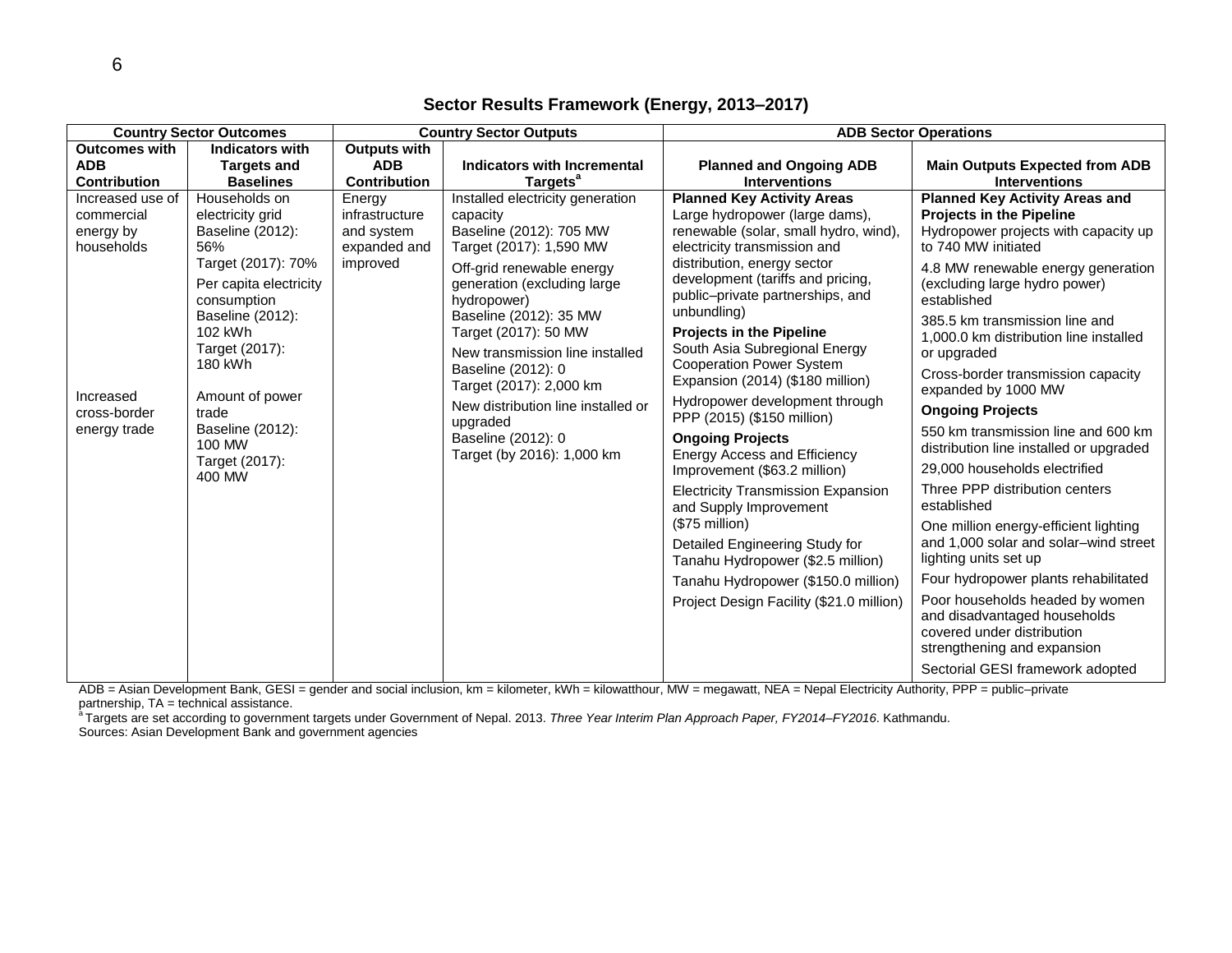## Sector Results Framework (Energy, 2013–2017)

| Country Sector Outcomes | | Country Sector Outputs | | ADB Sector Operations | |
|---|---|---|---|---|---|
| **Outcomes with ADB Contribution** | **Indicators with Targets and Baselines** | **Outputs with ADB Contribution** | **Indicators with Incremental Targets[a]** | **Planned and Ongoing ADB Interventions** | **Main Outputs Expected from ADB Interventions** |
| Increased use of commercial energy by households<br><br>Increased cross-border energy trade | Households on electricity grid<br>Baseline (2012): 56%<br>Target (2017): 70%<br>Per capita electricity consumption<br>Baseline (2012): 102 kWh<br>Target (2017): 180 kWh<br><br>Amount of power trade<br>Baseline (2012): 100 MW<br>Target (2017): 400 MW | Energy infrastructure and system expanded and improved | Installed electricity generation capacity<br>Baseline (2012): 705 MW<br>Target (2017): 1,590 MW<br>Off-grid renewable energy generation (excluding large hydropower)<br>Baseline (2012): 35 MW<br>Target (2017): 50 MW<br>New transmission line installed<br>Baseline (2012): 0<br>Target (2017): 2,000 km<br>New distribution line installed or upgraded<br>Baseline (2012): 0<br>Target (by 2016): 1,000 km | **Planned Key Activity Areas**<br>Large hydropower (large dams), renewable (solar, small hydro, wind), electricity transmission and distribution, energy sector development (tariffs and pricing, public–private partnerships, and unbundling)<br>**Projects in the Pipeline**<br>South Asia Subregional Energy Cooperation Power System Expansion (2014) ($180 million)<br>Hydropower development through PPP (2015) ($150 million)<br>**Ongoing Projects**<br>Energy Access and Efficiency Improvement ($63.2 million)<br>Electricity Transmission Expansion and Supply Improvement ($75 million)<br>Detailed Engineering Study for Tanahu Hydropower ($2.5 million)<br>Tanahu Hydropower ($150.0 million)<br>Project Design Facility ($21.0 million) | **Planned Key Activity Areas and Projects in the Pipeline**<br>Hydropower projects with capacity up to 740 MW initiated<br>4.8 MW renewable energy generation (excluding large hydro power) established<br>385.5 km transmission line and 1,000.0 km distribution line installed or upgraded<br>Cross-border transmission capacity expanded by 1000 MW<br>**Ongoing Projects**<br>550 km transmission line and 600 km distribution line installed or upgraded<br>29,000 households electrified<br>Three PPP distribution centers established<br>One million energy-efficient lighting and 1,000 solar and solar–wind street lighting units set up<br>Four hydropower plants rehabilitated<br>Poor households headed by women and disadvantaged households covered under distribution strengthening and expansion<br>Sectorial GESI framework adopted |

ADB = Asian Development Bank, GESI = gender and social inclusion, km = kilometer, kWh = kilowatthour, MW = megawatt, NEA = Nepal Electricity Authority, PPP = public–private partnership, TA = technical assistance.

[a] Targets are set according to government targets under Government of Nepal. 2013. *Three Year Interim Plan Approach Paper, FY2014–FY2016*. Kathmandu.

Sources: Asian Development Bank and government agencies